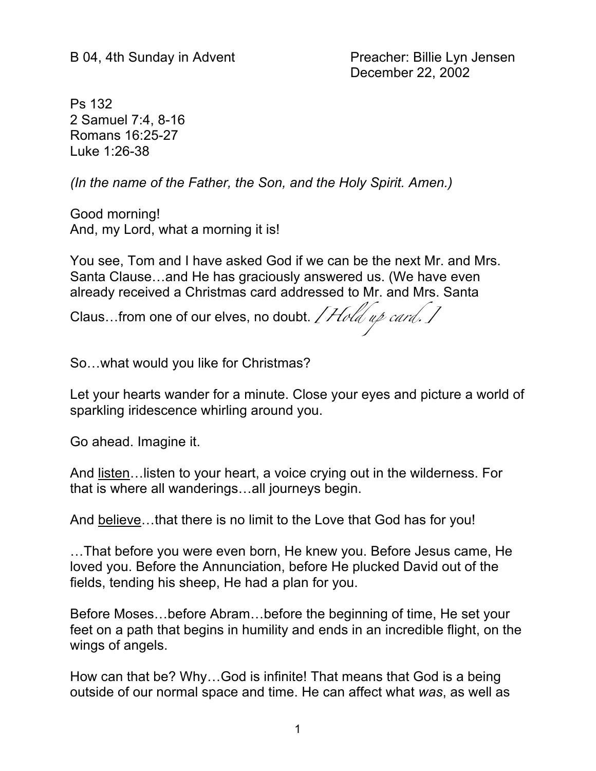B 04, 4th Sunday in Advent

Preacher: Billie Lyn Jensen
December 22, 2002

Ps 132
2 Samuel 7:4, 8-16
Romans 16:25-27
Luke 1:26-38

*(In the name of the Father, the Son, and the Holy Spirit. Amen.)*

Good morning!
And, my Lord, what a morning it is!

You see, Tom and I have asked God if we can be the next Mr. and Mrs. Santa Clause…and He has graciously answered us. (We have even already received a Christmas card addressed to Mr. and Mrs. Santa Claus…from one of our elves, no doubt. *[Hold up card.]*

So…what would you like for Christmas?

Let your hearts wander for a minute. Close your eyes and picture a world of sparkling iridescence whirling around you.

Go ahead. Imagine it.

And <u>listen</u>…listen to your heart, a voice crying out in the wilderness. For that is where all wanderings…all journeys begin.

And <u>believe</u>…that there is no limit to the Love that God has for you!

…That before you were even born, He knew you. Before Jesus came, He loved you. Before the Annunciation, before He plucked David out of the fields, tending his sheep, He had a plan for you.

Before Moses…before Abram…before the beginning of time, He set your feet on a path that begins in humility and ends in an incredible flight, on the wings of angels.

How can that be? Why…God is infinite! That means that God is a being outside of our normal space and time. He can affect what *was*, as well as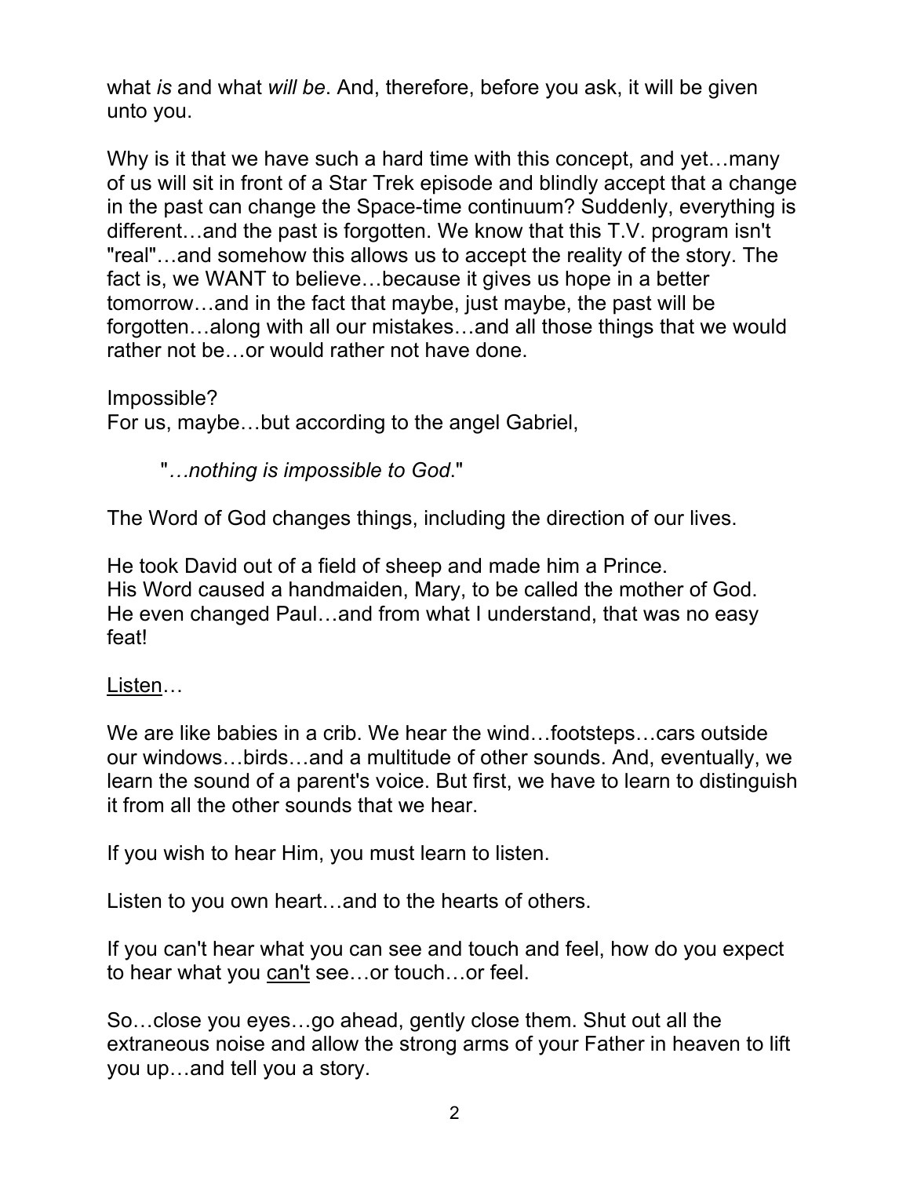what *is* and what *will be*. And, therefore, before you ask, it will be given unto you.

Why is it that we have such a hard time with this concept, and yet…many of us will sit in front of a Star Trek episode and blindly accept that a change in the past can change the Space-time continuum? Suddenly, everything is different…and the past is forgotten. We know that this T.V. program isn't "real"…and somehow this allows us to accept the reality of the story. The fact is, we WANT to believe…because it gives us hope in a better tomorrow…and in the fact that maybe, just maybe, the past will be forgotten…along with all our mistakes…and all those things that we would rather not be…or would rather not have done.

Impossible?
For us, maybe…but according to the angel Gabriel,

> "*…nothing is impossible to God*."

The Word of God changes things, including the direction of our lives.

He took David out of a field of sheep and made him a Prince.
His Word caused a handmaiden, Mary, to be called the mother of God.
He even changed Paul…and from what I understand, that was no easy feat!

<u>Listen</u>…

We are like babies in a crib. We hear the wind…footsteps…cars outside our windows…birds…and a multitude of other sounds. And, eventually, we learn the sound of a parent's voice. But first, we have to learn to distinguish it from all the other sounds that we hear.

If you wish to hear Him, you must learn to listen.

Listen to you own heart…and to the hearts of others.

If you can't hear what you can see and touch and feel, how do you expect to hear what you <u>can't</u> see…or touch…or feel.

So…close you eyes…go ahead, gently close them. Shut out all the extraneous noise and allow the strong arms of your Father in heaven to lift you up…and tell you a story.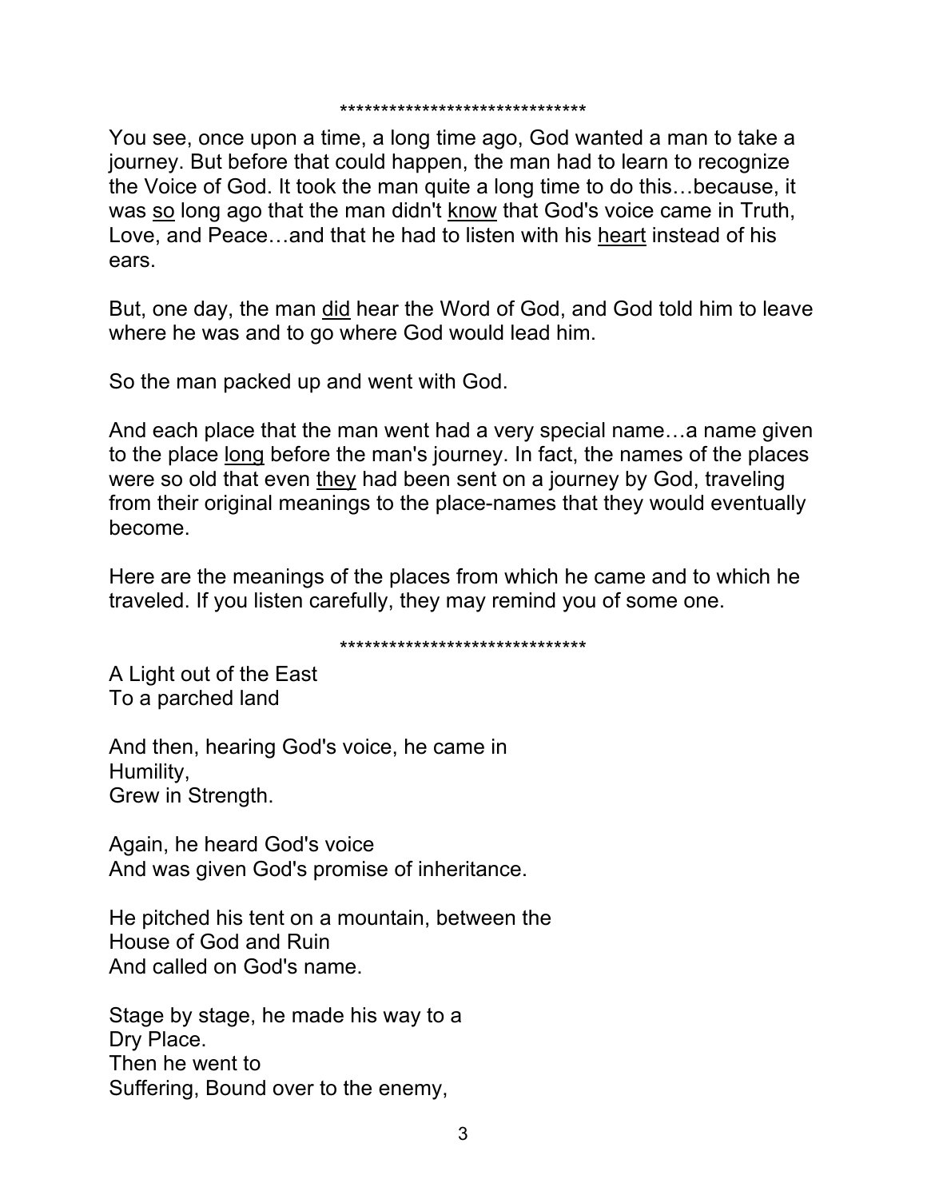******************************

You see, once upon a time, a long time ago, God wanted a man to take a journey. But before that could happen, the man had to learn to recognize the Voice of God. It took the man quite a long time to do this…because, it was <u>so</u> long ago that the man didn't <u>know</u> that God's voice came in Truth, Love, and Peace…and that he had to listen with his <u>heart</u> instead of his ears.

But, one day, the man <u>did</u> hear the Word of God, and God told him to leave where he was and to go where God would lead him.

So the man packed up and went with God.

And each place that the man went had a very special name…a name given to the place <u>long</u> before the man's journey. In fact, the names of the places were so old that even <u>they</u> had been sent on a journey by God, traveling from their original meanings to the place-names that they would eventually become.

Here are the meanings of the places from which he came and to which he traveled. If you listen carefully, they may remind you of some one.

******************************

A Light out of the East  
To a parched land

And then, hearing God's voice, he came in  
Humility,  
Grew in Strength.

Again, he heard God's voice  
And was given God's promise of inheritance.

He pitched his tent on a mountain, between the  
House of God and Ruin  
And called on God's name.

Stage by stage, he made his way to a  
Dry Place.  
Then he went to  
Suffering, Bound over to the enemy,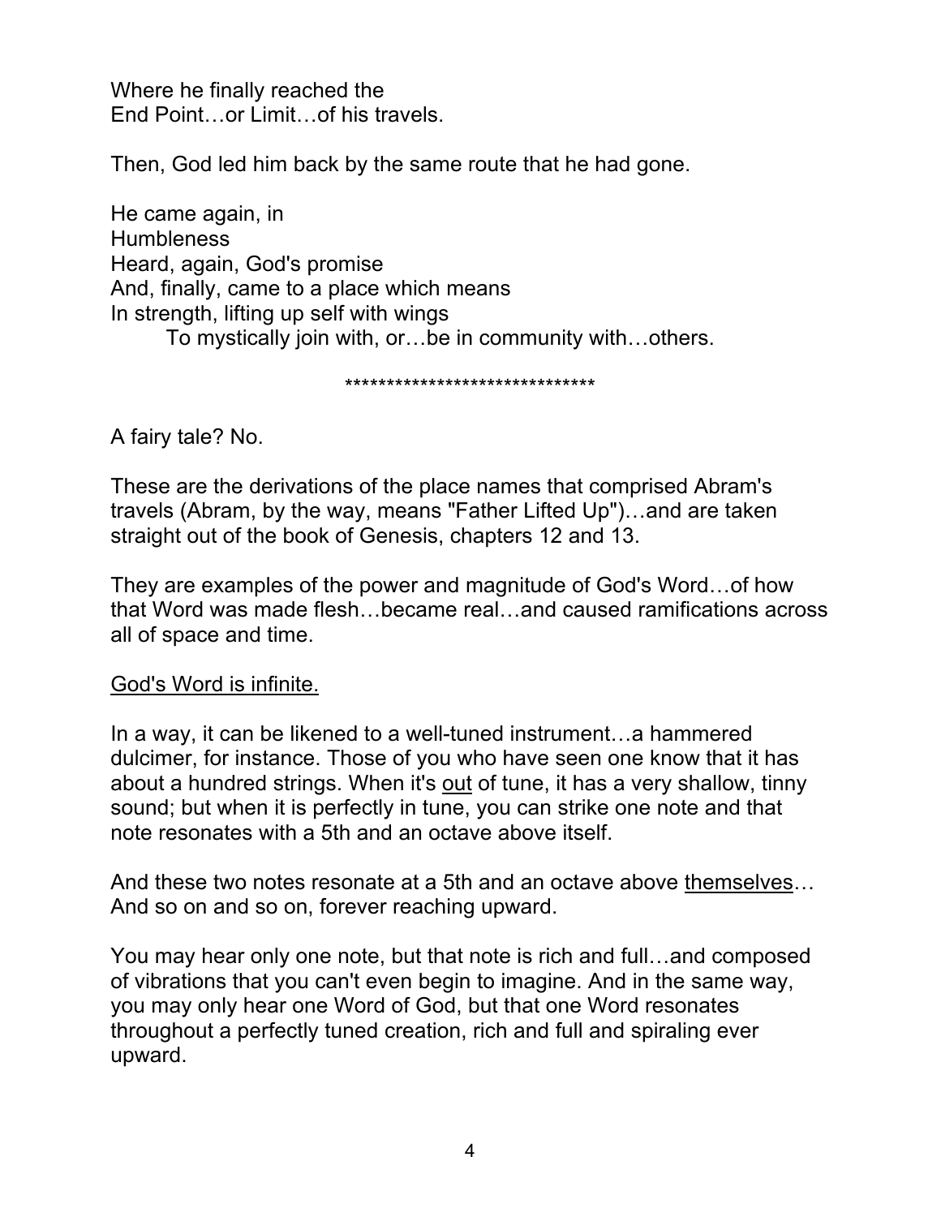Where he finally reached the
End Point…or Limit…of his travels.

Then, God led him back by the same route that he had gone.

He came again, in
Humbleness
Heard, again, God's promise
And, finally, came to a place which means
In strength, lifting up self with wings
    To mystically join with, or…be in community with…others.

******************************

A fairy tale? No.

These are the derivations of the place names that comprised Abram's travels (Abram, by the way, means "Father Lifted Up")…and are taken straight out of the book of Genesis, chapters 12 and 13.

They are examples of the power and magnitude of God's Word…of how that Word was made flesh…became real…and caused ramifications across all of space and time.

<u>God's Word is infinite.</u>

In a way, it can be likened to a well-tuned instrument…a hammered dulcimer, for instance. Those of you who have seen one know that it has about a hundred strings. When it's <u>out</u> of tune, it has a very shallow, tinny sound; but when it is perfectly in tune, you can strike one note and that note resonates with a 5th and an octave above itself.

And these two notes resonate at a 5th and an octave above <u>themselves</u>… And so on and so on, forever reaching upward.

You may hear only one note, but that note is rich and full…and composed of vibrations that you can't even begin to imagine. And in the same way, you may only hear one Word of God, but that one Word resonates throughout a perfectly tuned creation, rich and full and spiraling ever upward.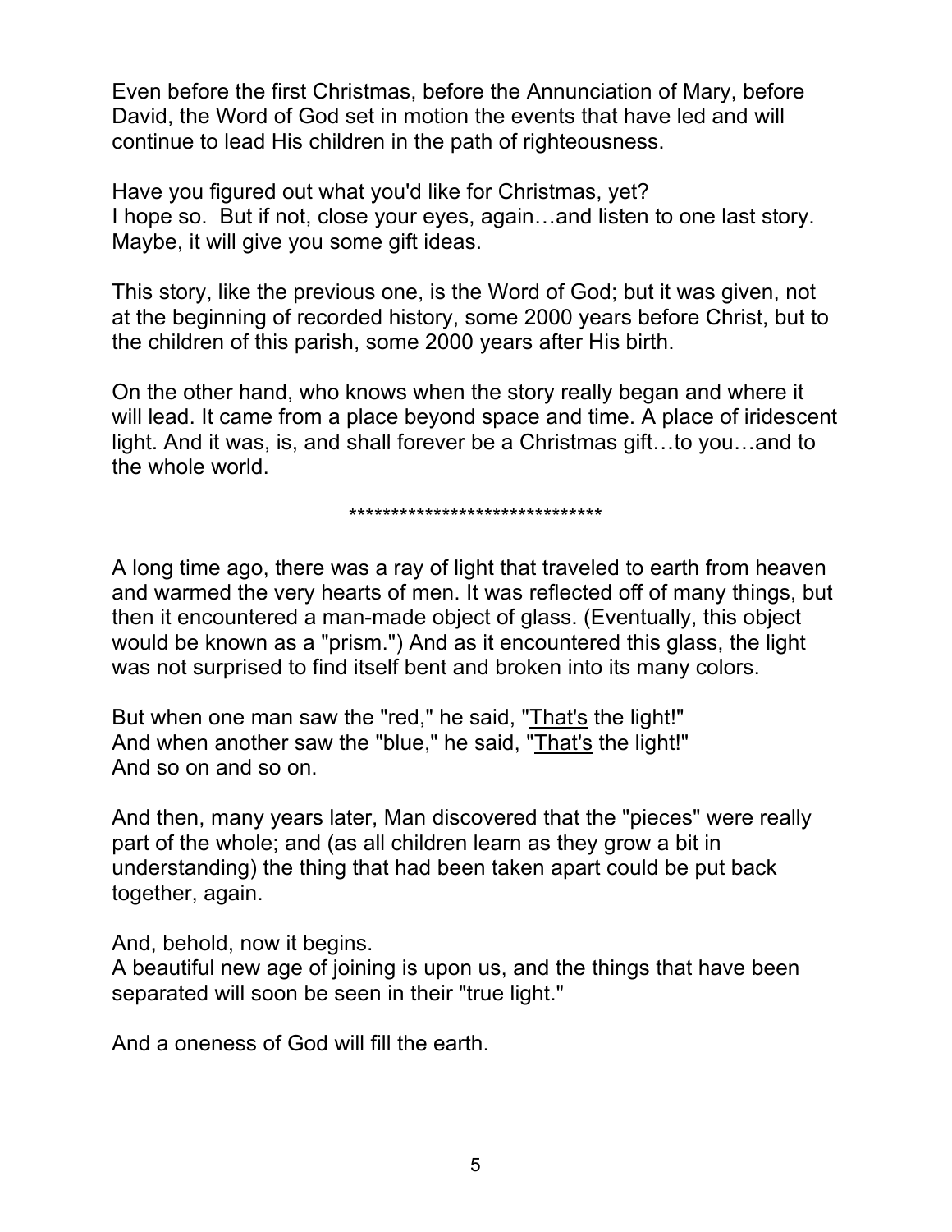Even before the first Christmas, before the Annunciation of Mary, before David, the Word of God set in motion the events that have led and will continue to lead His children in the path of righteousness.

Have you figured out what you'd like for Christmas, yet?
I hope so. But if not, close your eyes, again…and listen to one last story. Maybe, it will give you some gift ideas.

This story, like the previous one, is the Word of God; but it was given, not at the beginning of recorded history, some 2000 years before Christ, but to the children of this parish, some 2000 years after His birth.

On the other hand, who knows when the story really began and where it will lead. It came from a place beyond space and time. A place of iridescent light. And it was, is, and shall forever be a Christmas gift…to you…and to the whole world.

******************************

A long time ago, there was a ray of light that traveled to earth from heaven and warmed the very hearts of men. It was reflected off of many things, but then it encountered a man-made object of glass. (Eventually, this object would be known as a "prism.") And as it encountered this glass, the light was not surprised to find itself bent and broken into its many colors.

But when one man saw the "red," he said, "<u>That's</u> the light!"
And when another saw the "blue," he said, "<u>That's</u> the light!"
And so on and so on.

And then, many years later, Man discovered that the "pieces" were really part of the whole; and (as all children learn as they grow a bit in understanding) the thing that had been taken apart could be put back together, again.

And, behold, now it begins.
A beautiful new age of joining is upon us, and the things that have been separated will soon be seen in their "true light."

And a oneness of God will fill the earth.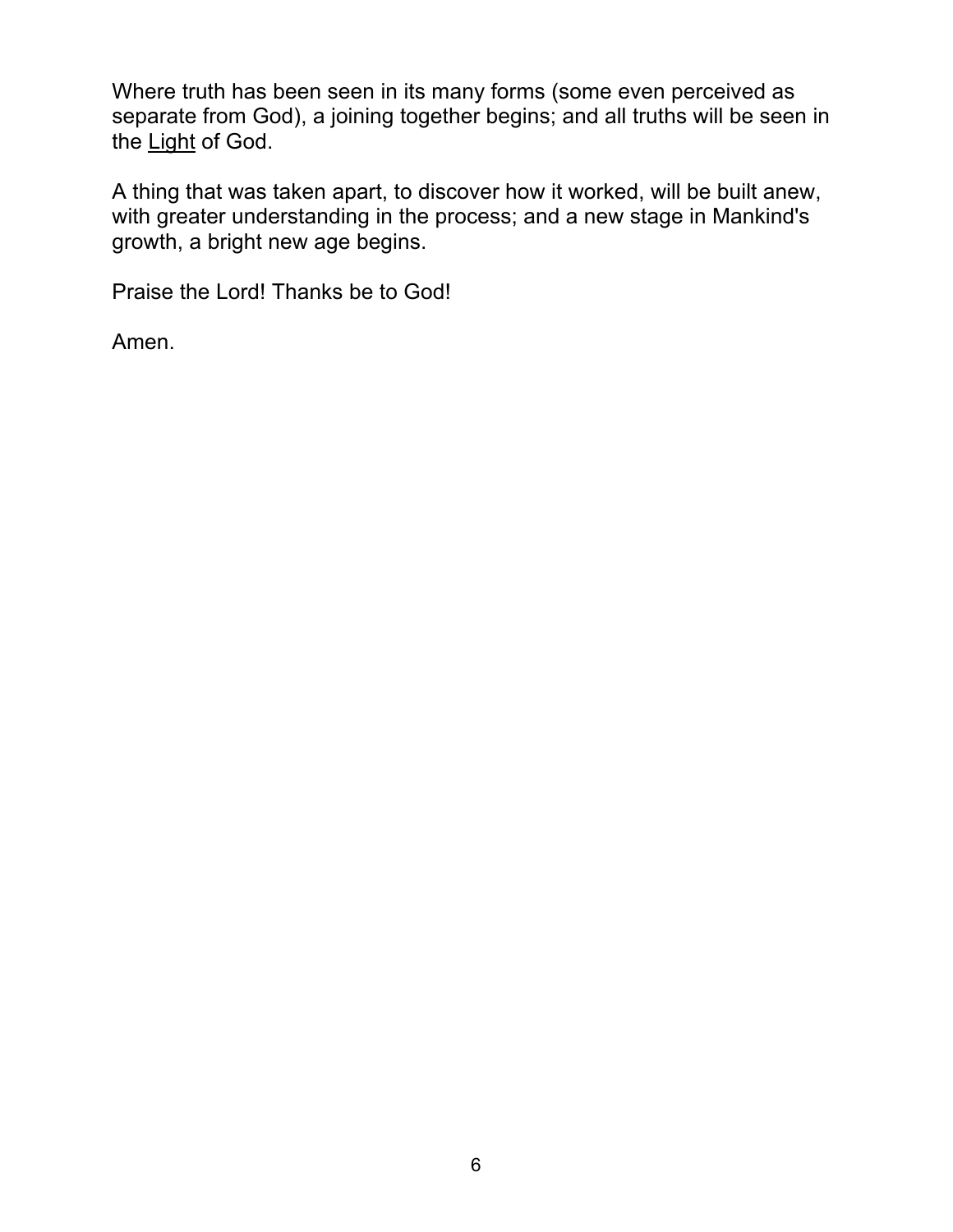Where truth has been seen in its many forms (some even perceived as separate from God), a joining together begins; and all truths will be seen in the <u>Light</u> of God.

A thing that was taken apart, to discover how it worked, will be built anew, with greater understanding in the process; and a new stage in Mankind's growth, a bright new age begins.

Praise the Lord! Thanks be to God!

Amen.